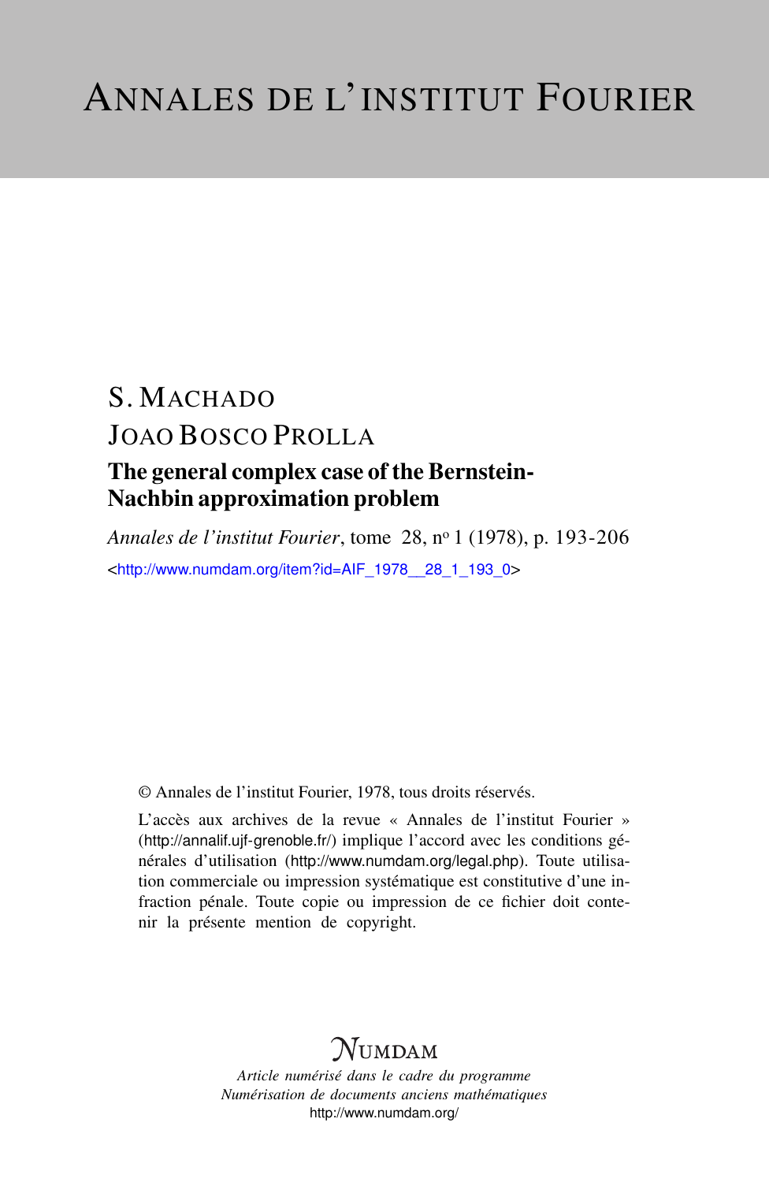# ANNALES DE L'INSTITUT FOURIER

S. MACHADO

JOAO BOSCO PROLLA

## The general complex case of the Bernstein-Nachbin approximation problem

*Annales de l'institut Fourier*, tome 28, nº 1 (1978), p. 193-206

<http://www.numdam.org/item?id=AIF_1978__28_1_193_0>

© Annales de l'institut Fourier, 1978, tous droits réservés.

L'accès aux archives de la revue « Annales de l'institut Fourier » (http://annalif.ujf-grenoble.fr/) implique l'accord avec les conditions générales d'utilisation (http://www.numdam.org/legal.php). Toute utilisation commerciale ou impression systématique est constitutive d'une infraction pénale. Toute copie ou impression de ce fichier doit contenir la présente mention de copyright.

NUMDAM

*Article numérisé dans le cadre du programme*
*Numérisation de documents anciens mathématiques*
http://www.numdam.org/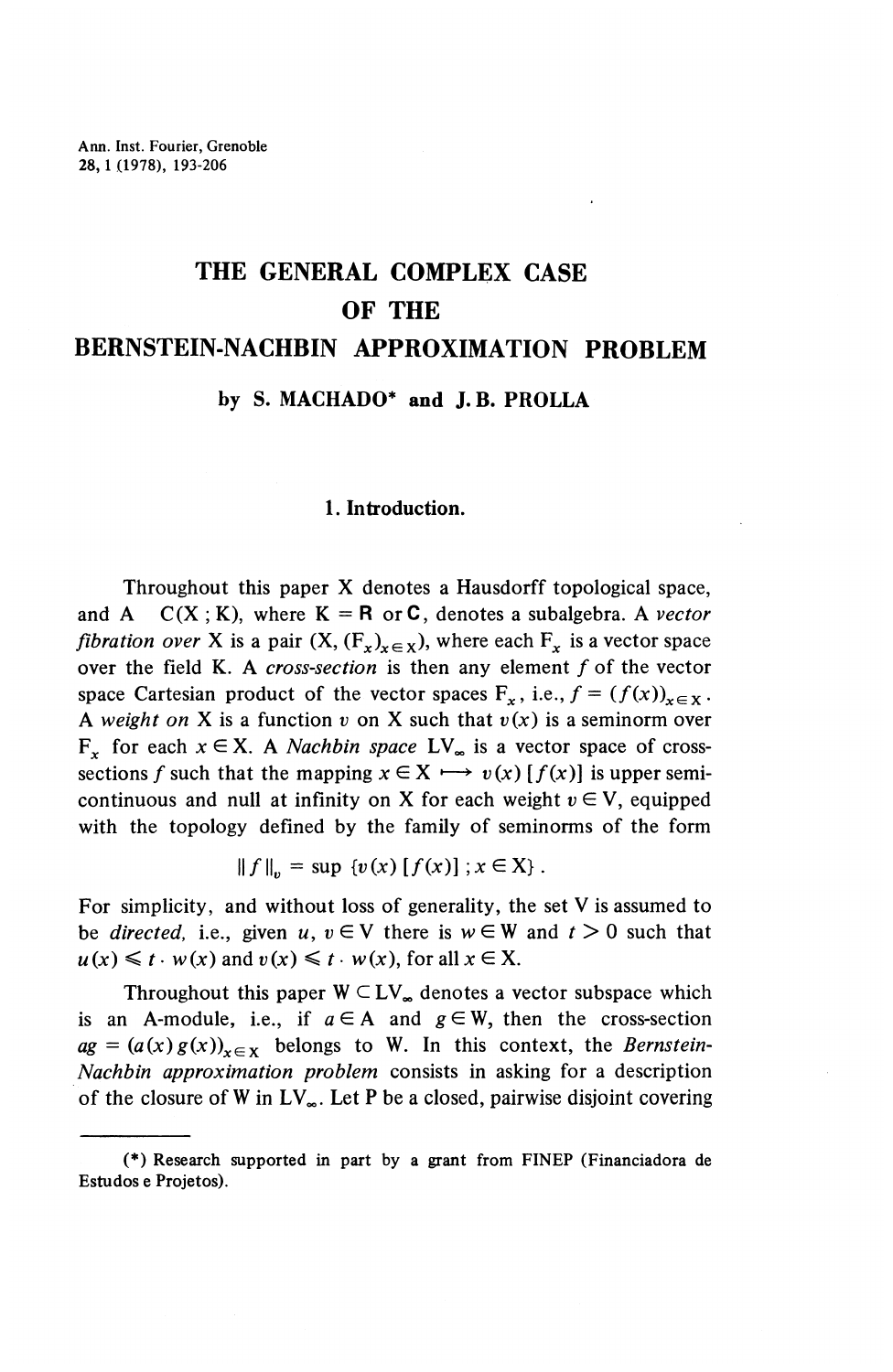Ann. Inst. Fourier, Grenoble
28, 1 (1978), 193-206

# THE GENERAL COMPLEX CASE OF THE BERNSTEIN-NACHBIN APPROXIMATION PROBLEM

### by S. MACHADO* and J. B. PROLLA

## 1. Introduction.

Throughout this paper X denotes a Hausdorff topological space, and A $C(X ; K)$, where $K = \mathbf{R}$ or $\mathbf{C}$, denotes a subalgebra. A *vector fibration over* X is a pair $(X, (F_x)_{x \in X})$, where each $F_x$ is a vector space over the field K. A *cross-section* is then any element $f$ of the vector space Cartesian product of the vector spaces $F_x$, i.e., $f = (f(x))_{x \in X}$. A *weight on* X is a function $v$ on X such that $v(x)$ is a seminorm over $F_x$ for each $x \in X$. A *Nachbin space* $LV_\infty$ is a vector space of cross-sections $f$ such that the mapping $x \in X \longmapsto v(x)[f(x)]$ is upper semi-continuous and null at infinity on X for each weight $v \in V$, equipped with the topology defined by the family of seminorms of the form

$$\| f \|_v = \sup \{ v(x) [f(x)] ; x \in X \} .$$

For simplicity, and without loss of generality, the set V is assumed to be *directed*, i.e., given $u, v \in V$ there is $w \in W$ and $t > 0$ such that $u(x) \leqslant t \cdot w(x)$ and $v(x) \leqslant t \cdot w(x)$, for all $x \in X$.

Throughout this paper $W \subset LV_\infty$ denotes a vector subspace which is an A-module, i.e., if $a \in A$ and $g \in W$, then the cross-section $ag = (a(x) g(x))_{x \in X}$ belongs to W. In this context, the *Bernstein-Nachbin approximation problem* consists in asking for a description of the closure of W in $LV_\infty$. Let P be a closed, pairwise disjoint covering

---

(*) Research supported in part by a grant from FINEP (Financiadora de Estudos e Projetos).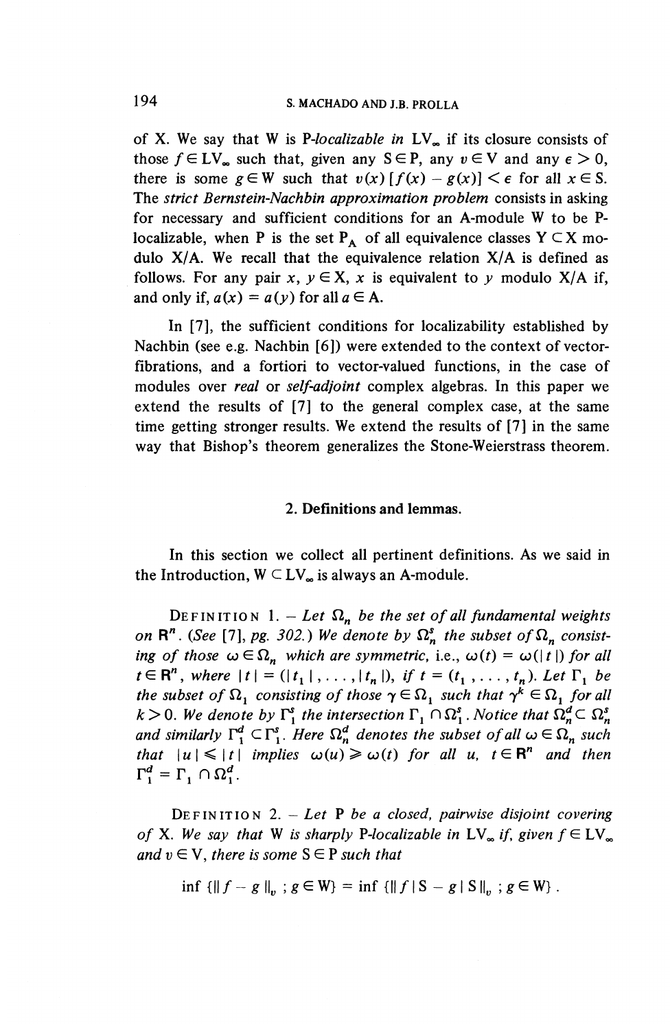of X. We say that W is *P-localizable in* $LV_\infty$ if its closure consists of those $f \in LV_\infty$ such that, given any $S \in P$, any $v \in V$ and any $\epsilon > 0$, there is some $g \in W$ such that $v(x)[f(x) - g(x)] < \epsilon$ for all $x \in S$. The *strict Bernstein-Nachbin approximation problem* consists in asking for necessary and sufficient conditions for an A-module W to be P-localizable, when P is the set $P_A$ of all equivalence classes $Y \subset X$ modulo X/A. We recall that the equivalence relation X/A is defined as follows. For any pair $x, y \in X$, $x$ is equivalent to $y$ modulo X/A if, and only if, $a(x) = a(y)$ for all $a \in A$.

In [7], the sufficient conditions for localizability established by Nachbin (see e.g. Nachbin [6]) were extended to the context of vector-fibrations, and a fortiori to vector-valued functions, in the case of modules over *real* or *self-adjoint* complex algebras. In this paper we extend the results of [7] to the general complex case, at the same time getting stronger results. We extend the results of [7] in the same way that Bishop's theorem generalizes the Stone-Weierstrass theorem.

## 2. Definitions and lemmas.

In this section we collect all pertinent definitions. As we said in the Introduction, $W \subset LV_\infty$ is always an A-module.

DEFINITION 1. – *Let $\Omega_n$ be the set of all fundamental weights on $\mathbf{R}^n$. (See [7], pg. 302.) We denote by $\Omega_n^s$ the subset of $\Omega_n$ consisting of those $\omega \in \Omega_n$ which are symmetric, i.e., $\omega(t) = \omega(|t|)$ for all $t \in \mathbf{R}^n$, where $|t| = (|t_1|, \ldots, |t_n|)$, if $t = (t_1, \ldots, t_n)$. Let $\Gamma_1$ be the subset of $\Omega_1$ consisting of those $\gamma \in \Omega_1$ such that $\gamma^k \in \Omega_1$ for all $k > 0$. We denote by $\Gamma_1^s$ the intersection $\Gamma_1 \cap \Omega_1^s$. Notice that $\Omega_n^d \subset \Omega_n^s$ and similarly $\Gamma_1^d \subset \Gamma_1^s$. Here $\Omega_n^d$ denotes the subset of all $\omega \in \Omega_n$ such that $|u| \leqslant |t|$ implies $\omega(u) \geqslant \omega(t)$ for all $u$, $t \in \mathbf{R}^n$ and then $\Gamma_1^d = \Gamma_1 \cap \Omega_1^d$.*

DEFINITION 2. – *Let P be a closed, pairwise disjoint covering of X. We say that W is sharply P-localizable in $LV_\infty$ if, given $f \in LV_\infty$ and $v \in V$, there is some $S \in P$ such that*

$$\inf \{\|f - g\|_v \,;\, g \in W\} = \inf \{\|f \,|\, S - g \,|\, S\|_v \,;\, g \in W\}\,.$$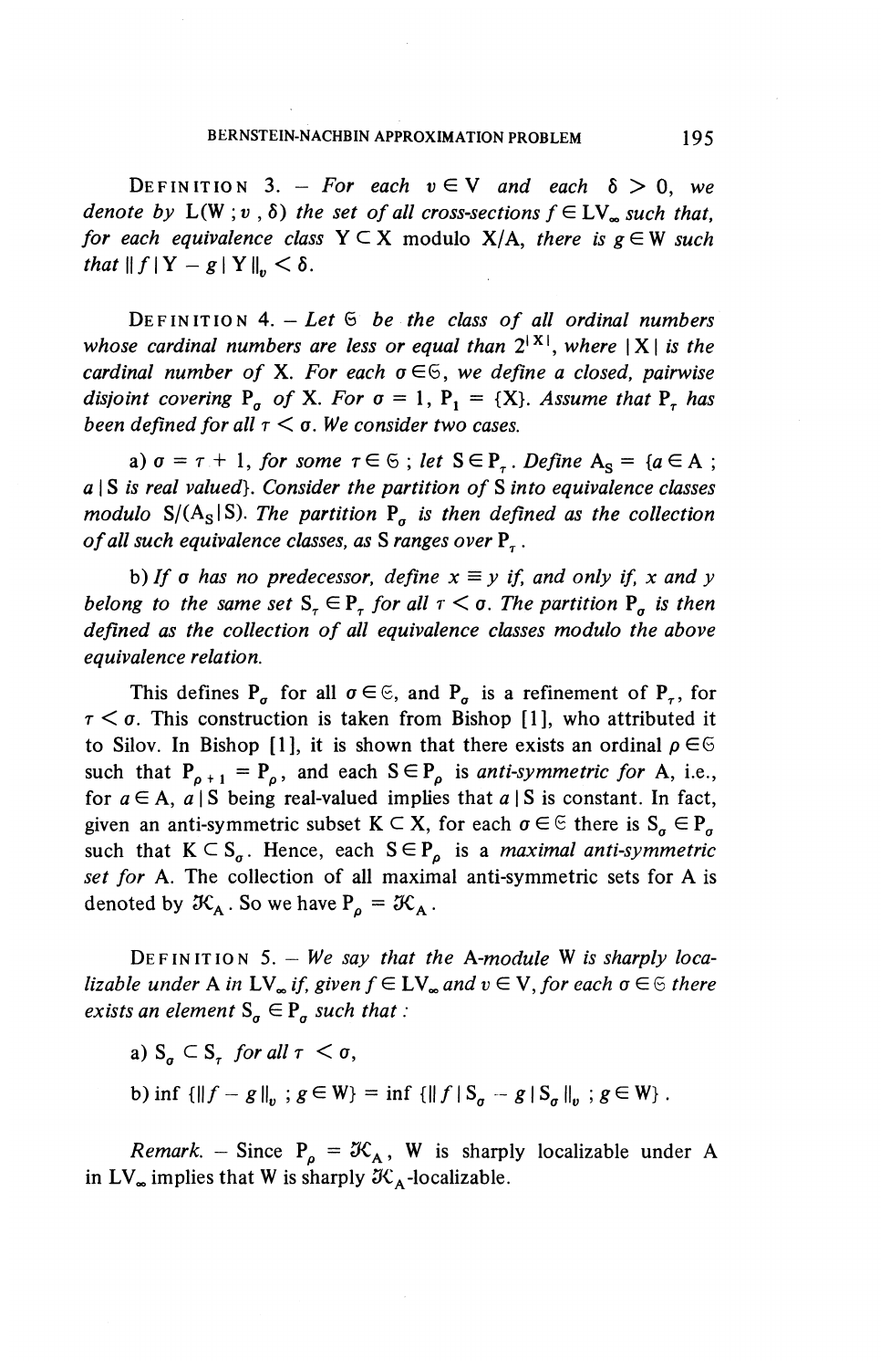DEFINITION 3. – *For each* $v \in V$ *and each* $\delta > 0$, *we denote by* $L(W ; v , \delta)$ *the set of all cross-sections* $f \in LV_\infty$ *such that, for each equivalence class* $Y \subset X$ modulo $X/A$, *there is* $g \in W$ *such that* $\| f | Y - g | Y \|_v < \delta$.

DEFINITION 4. – *Let* $\mathfrak{S}$ *be the class of all ordinal numbers whose cardinal numbers are less or equal than* $2^{|X|}$, *where* $|X|$ *is the cardinal number of* X. *For each* $\sigma \in \mathfrak{S}$, *we define a closed, pairwise disjoint covering* $P_\sigma$ *of* X. *For* $\sigma = 1$, $P_1 = \{X\}$. *Assume that* $P_\tau$ *has been defined for all* $\tau < \sigma$. *We consider two cases.*

a) $\sigma = \tau + 1$, *for some* $\tau \in \mathfrak{S}$ ; *let* $S \in P_\tau$. *Define* $A_S = \{a \in A ;$ $a | S$ *is real valued*$\}$. *Consider the partition of* S *into equivalence classes modulo* $S/(A_S | S)$. *The partition* $P_\sigma$ *is then defined as the collection of all such equivalence classes, as* S *ranges over* $P_\tau$.

b) *If* $\sigma$ *has no predecessor, define* $x \equiv y$ *if, and only if,* $x$ *and* $y$ *belong to the same set* $S_\tau \in P_\tau$ *for all* $\tau < \sigma$. *The partition* $P_\sigma$ *is then defined as the collection of all equivalence classes modulo the above equivalence relation.*

This defines $P_\sigma$ for all $\sigma \in \mathfrak{S}$, and $P_\sigma$ is a refinement of $P_\tau$, for $\tau < \sigma$. This construction is taken from Bishop [1], who attributed it to Silov. In Bishop [1], it is shown that there exists an ordinal $\rho \in \mathfrak{S}$ such that $P_{\rho + 1} = P_\rho$, and each $S \in P_\rho$ is *anti-symmetric for* A, i.e., for $a \in A$, $a | S$ being real-valued implies that $a | S$ is constant. In fact, given an anti-symmetric subset $K \subset X$, for each $\sigma \in \mathfrak{S}$ there is $S_\sigma \in P_\sigma$ such that $K \subset S_\sigma$. Hence, each $S \in P_\rho$ is a *maximal anti-symmetric set for* A. The collection of all maximal anti-symmetric sets for A is denoted by $\mathcal{K}_A$. So we have $P_\rho = \mathcal{K}_A$.

DEFINITION 5. – *We say that the* A*-module* W *is sharply localizable under* A *in* $LV_\infty$ *if, given* $f \in LV_\infty$ *and* $v \in V$, *for each* $\sigma \in \mathfrak{S}$ *there exists an element* $S_\sigma \in P_\sigma$ *such that :*

a) $S_\sigma \subset S_\tau$ *for all* $\tau < \sigma$,

b) $\inf \{\| f - g \|_v \; ; g \in W\} = \inf \{\| f | S_\sigma - g | S_\sigma \|_v \; ; g \in W\}$.

*Remark.* – Since $P_\rho = \mathcal{K}_A$, W is sharply localizable under A in $LV_\infty$ implies that W is sharply $\mathcal{K}_A$-localizable.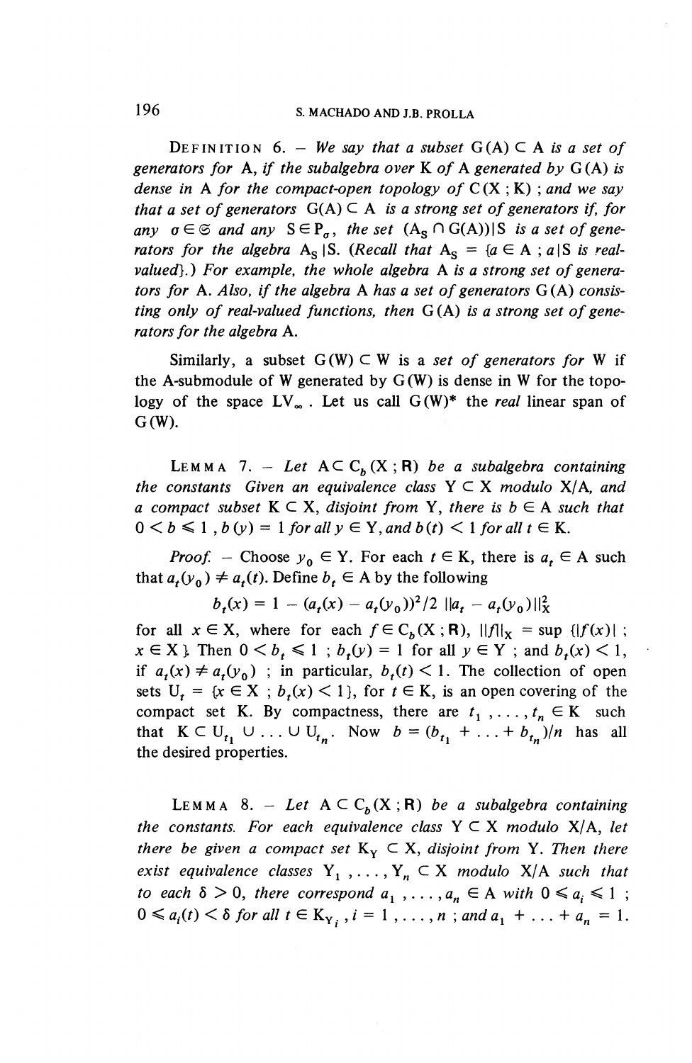DEFINITION 6. – *We say that a subset* $G(A) \subset A$ *is a set of generators for* A, *if the subalgebra over* K *of* A *generated by* $G(A)$ *is dense in* A *for the compact-open topology of* $C(X\,;K)$ ; *and we say that a set of generators* $G(A) \subset A$ *is a strong set of generators if, for any* $\sigma \in \mathfrak{S}$ *and any* $S \in P_\sigma$, *the set* $(A_S \cap G(A))|S$ *is a set of generators for the algebra* $A_S|S$. *(Recall that* $A_S = \{a \in A\,;\, a|S$ *is real-valued*$\}$.*) For example, the whole algebra* A *is a strong set of generators for* A. *Also, if the algebra* A *has a set of generators* $G(A)$ *consisting only of real-valued functions, then* $G(A)$ *is a strong set of generators for the algebra* A.

Similarly, a subset $G(W) \subset W$ is a *set of generators for* W if the A-submodule of W generated by $G(W)$ is dense in W for the topology of the space $LV_\infty$. Let us call $G(W)^*$ the *real* linear span of $G(W)$.

LEMMA 7. – *Let* $A \subset C_b(X\,;\mathbf{R})$ *be a subalgebra containing the constants Given an equivalence class* $Y \subset X$ *modulo* $X/A$, *and a compact subset* $K \subset X$, *disjoint from* Y, *there is* $b \in A$ *such that* $0 < b \leqslant 1$, $b(y) = 1$ *for all* $y \in Y$, *and* $b(t) < 1$ *for all* $t \in K$.

*Proof.* – Choose $y_0 \in Y$. For each $t \in K$, there is $a_t \in A$ such that $a_t(y_0) \neq a_t(t)$. Define $b_t \in A$ by the following

$$b_t(x) = 1 - (a_t(x) - a_t(y_0))^2/2\; \|a_t - a_t(y_0)\|_X^2$$

for all $x \in X$, where for each $f \in C_b(X\,;\mathbf{R})$, $\|f\|_X = \sup\{|f(x)|\,;\, x \in X\}$. Then $0 < b_t \leqslant 1$ ; $b_t(y) = 1$ for all $y \in Y$ ; and $b_t(x) < 1$, if $a_t(x) \neq a_t(y_0)$ ; in particular, $b_t(t) < 1$. The collection of open sets $U_t = \{x \in X\,;\, b_t(x) < 1\}$, for $t \in K$, is an open covering of the compact set K. By compactness, there are $t_1, \ldots, t_n \in K$ such that $K \subset U_{t_1} \cup \ldots \cup U_{t_n}$. Now $b = (b_{t_1} + \ldots + b_{t_n})/n$ has all the desired properties.

LEMMA 8. – *Let* $A \subset C_b(X\,;\mathbf{R})$ *be a subalgebra containing the constants. For each equivalence class* $Y \subset X$ *modulo* $X/A$, *let there be given a compact set* $K_Y \subset X$, *disjoint from* Y. *Then there exist equivalence classes* $Y_1, \ldots, Y_n \subset X$ *modulo* $X/A$ *such that to each* $\delta > 0$, *there correspond* $a_1, \ldots, a_n \in A$ *with* $0 \leqslant a_i \leqslant 1$ ; $0 \leqslant a_i(t) < \delta$ *for all* $t \in K_{Y_i}$, $i = 1, \ldots, n$ ; *and* $a_1 + \ldots + a_n = 1$.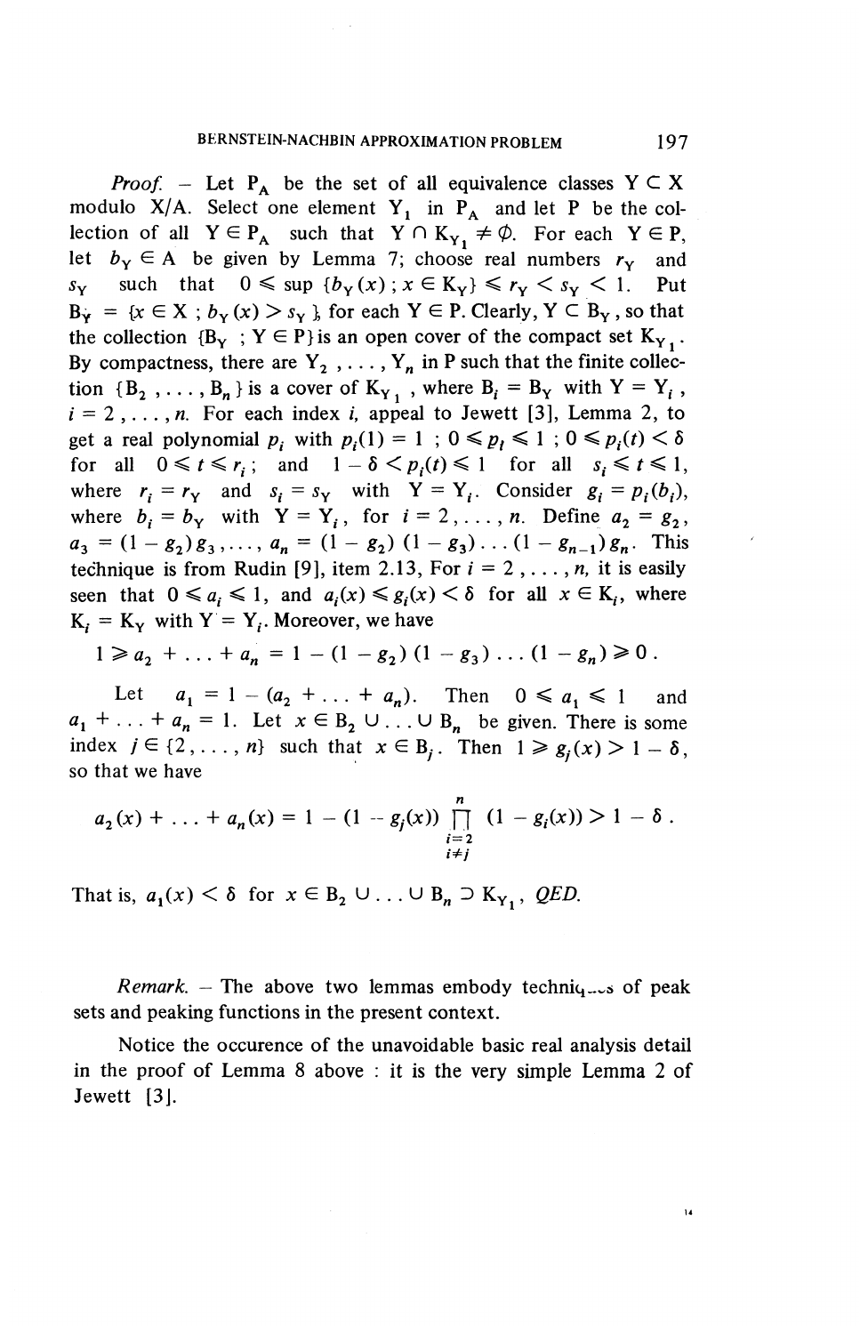*Proof.* – Let $P_A$ be the set of all equivalence classes $Y \subset X$ modulo $X/A$. Select one element $Y_1$ in $P_A$ and let $P$ be the collection of all $Y \in P_A$ such that $Y \cap K_{Y_1} \neq \emptyset$. For each $Y \in P$, let $b_Y \in A$ be given by Lemma 7; choose real numbers $r_Y$ and $s_Y$ such that $0 \leqslant \sup \{b_Y(x) ; x \in K_Y\} \leqslant r_Y < s_Y < 1$. Put $B_Y = \{x \in X ; b_Y(x) > s_Y\}$, for each $Y \in P$. Clearly, $Y \subset B_Y$, so that the collection $\{B_Y ; Y \in P\}$ is an open cover of the compact set $K_{Y_1}$. By compactness, there are $Y_2, \ldots, Y_n$ in $P$ such that the finite collection $\{B_2, \ldots, B_n\}$ is a cover of $K_{Y_1}$, where $B_i = B_Y$ with $Y = Y_i$, $i = 2, \ldots, n$. For each index $i$, appeal to Jewett [3], Lemma 2, to get a real polynomial $p_i$ with $p_i(1) = 1$ ; $0 \leqslant p_i \leqslant 1$ ; $0 \leqslant p_i(t) < \delta$ for all $0 \leqslant t \leqslant r_i$; and $1 - \delta < p_i(t) \leqslant 1$ for all $s_i \leqslant t \leqslant 1$, where $r_i = r_Y$ and $s_i = s_Y$ with $Y = Y_i$. Consider $g_i = p_i(b_i)$, where $b_i = b_Y$ with $Y = Y_i$, for $i = 2, \ldots, n$. Define $a_2 = g_2$, $a_3 = (1 - g_2) g_3, \ldots, a_n = (1 - g_2)(1 - g_3) \ldots (1 - g_{n-1}) g_n$. This technique is from Rudin [9], item 2.13, For $i = 2, \ldots, n$, it is easily seen that $0 \leqslant a_i \leqslant 1$, and $a_i(x) \leqslant g_i(x) < \delta$ for all $x \in K_i$, where $K_i = K_Y$ with $Y = Y_i$. Moreover, we have

$$1 \geqslant a_2 + \ldots + a_n = 1 - (1 - g_2)(1 - g_3) \ldots (1 - g_n) \geqslant 0 .$$

Let $a_1 = 1 - (a_2 + \ldots + a_n)$. Then $0 \leqslant a_1 \leqslant 1$ and $a_1 + \ldots + a_n = 1$. Let $x \in B_2 \cup \ldots \cup B_n$ be given. There is some index $j \in \{2, \ldots, n\}$ such that $x \in B_j$. Then $1 \geqslant g_j(x) > 1 - \delta$, so that we have

$$a_2(x) + \ldots + a_n(x) = 1 - (1 - g_j(x)) \prod_{\substack{i=2 \\ i \neq j}}^{n} (1 - g_i(x)) > 1 - \delta .$$

That is, $a_1(x) < \delta$ for $x \in B_2 \cup \ldots \cup B_n \supset K_{Y_1}$, *QED.*

*Remark.* – The above two lemmas embody techniques of peak sets and peaking functions in the present context.

Notice the occurence of the unavoidable basic real analysis detail in the proof of Lemma 8 above : it is the very simple Lemma 2 of Jewett [3].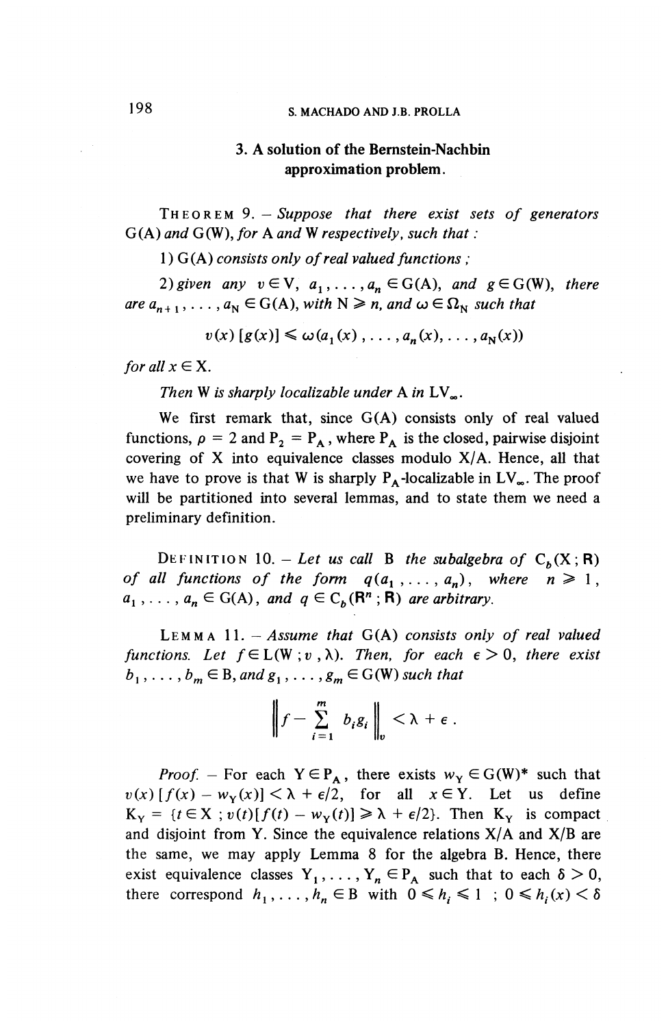## 3. A solution of the Bernstein-Nachbin approximation problem.

THEOREM 9. — *Suppose that there exist sets of generators* $G(A)$ *and* $G(W)$, *for* $A$ *and* $W$ *respectively, such that :*

1) $G(A)$ *consists only of real valued functions ;*

2) *given any* $v \in V$, $a_1, \ldots, a_n \in G(A)$, *and* $g \in G(W)$, *there are* $a_{n+1}, \ldots, a_N \in G(A)$, *with* $N \geqslant n$, *and* $\omega \in \Omega_N$ *such that*

$$v(x)\,[g(x)] \leqslant \omega(a_1(x), \ldots, a_n(x), \ldots, a_N(x))$$

*for all* $x \in X$.

*Then* $W$ *is sharply localizable under* $A$ *in* $LV_\infty$.

We first remark that, since $G(A)$ consists only of real valued functions, $\rho = 2$ and $P_2 = P_A$, where $P_A$ is the closed, pairwise disjoint covering of $X$ into equivalence classes modulo $X/A$. Hence, all that we have to prove is that $W$ is sharply $P_A$-localizable in $LV_\infty$. The proof will be partitioned into several lemmas, and to state them we need a preliminary definition.

DEFINITION 10. — *Let us call* $B$ *the subalgebra of* $C_b(X; \mathbf{R})$ *of all functions of the form* $q(a_1, \ldots, a_n)$, *where* $n \geqslant 1$, $a_1, \ldots, a_n \in G(A)$, *and* $q \in C_b(\mathbf{R}^n; \mathbf{R})$ *are arbitrary.*

LEMMA 11. — *Assume that* $G(A)$ *consists only of real valued functions. Let* $f \in L(W; v, \lambda)$. *Then, for each* $\epsilon > 0$, *there exist* $b_1, \ldots, b_m \in B$, *and* $g_1, \ldots, g_m \in G(W)$ *such that*

$$\left\| f - \sum_{i=1}^{m} b_i g_i \right\|_v < \lambda + \epsilon .$$

*Proof.* — For each $Y \in P_A$, there exists $w_Y \in G(W)^*$ such that $v(x)\,[f(x) - w_Y(x)] < \lambda + \epsilon/2$, for all $x \in Y$. Let us define $K_Y = \{t \in X\,;\, v(t)[f(t) - w_Y(t)] \geqslant \lambda + \epsilon/2\}$. Then $K_Y$ is compact and disjoint from $Y$. Since the equivalence relations $X/A$ and $X/B$ are the same, we may apply Lemma 8 for the algebra $B$. Hence, there exist equivalence classes $Y_1, \ldots, Y_n \in P_A$ such that to each $\delta > 0$, there correspond $h_1, \ldots, h_n \in B$ with $0 \leqslant h_i \leqslant 1$ ; $0 \leqslant h_i(x) < \delta$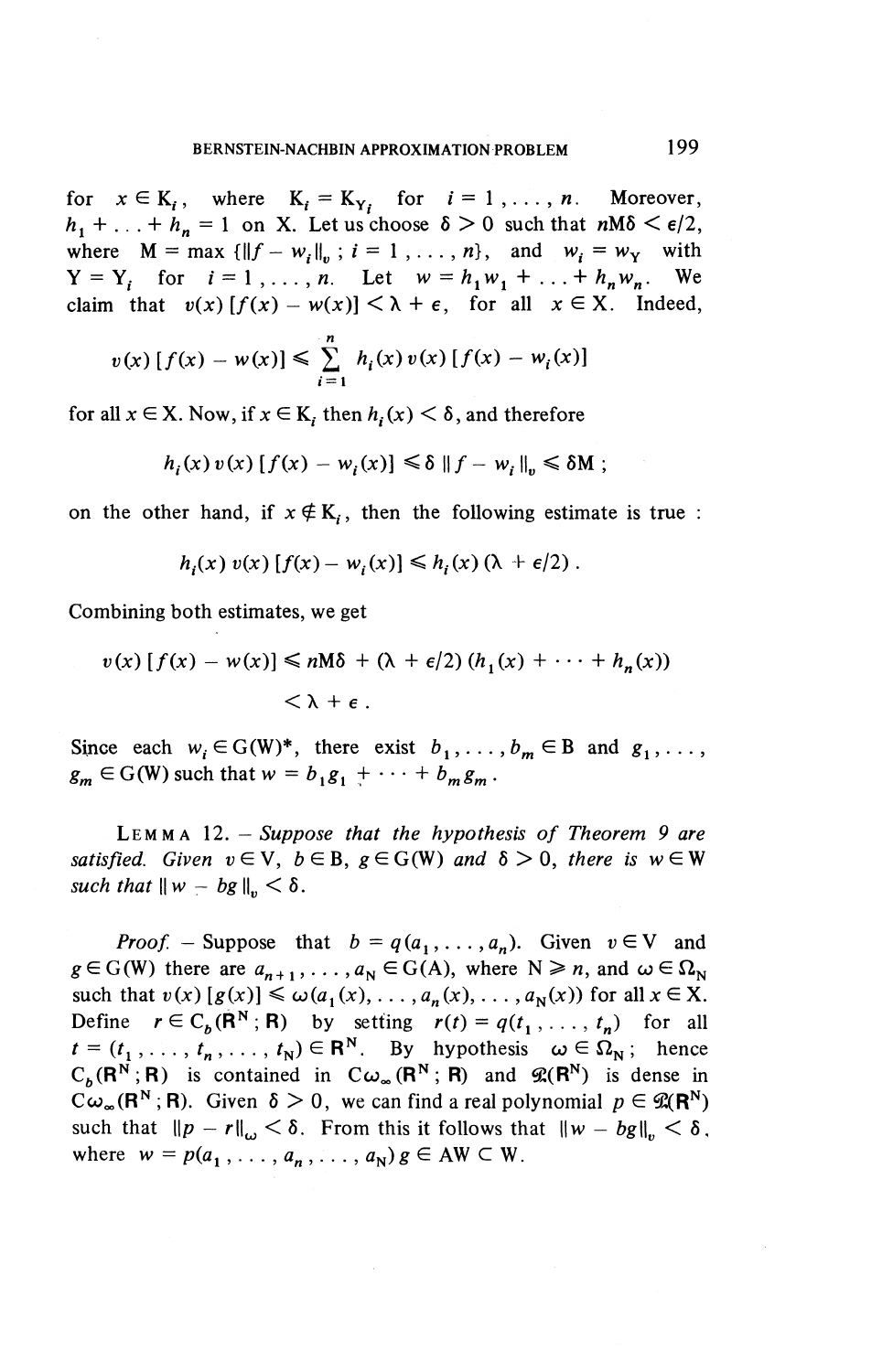for $x \in K_i$, where $K_i = K_{Y_i}$ for $i = 1, \ldots, n$. Moreover, $h_1 + \ldots + h_n = 1$ on X. Let us choose $\delta > 0$ such that $nM\delta < \epsilon/2$, where $M = \max \{\|f - w_i\|_v \,;\, i = 1, \ldots, n\}$, and $w_i = w_Y$ with $Y = Y_i$ for $i = 1, \ldots, n$. Let $w = h_1 w_1 + \ldots + h_n w_n$. We claim that $v(x)\,[f(x) - w(x)] < \lambda + \epsilon$, for all $x \in X$. Indeed,

$$v(x)\,[f(x) - w(x)] \leqslant \sum_{i=1}^{n} h_i(x)\, v(x)\,[f(x) - w_i(x)]$$

for all $x \in X$. Now, if $x \in K_i$ then $h_i(x) < \delta$, and therefore

$$h_i(x)\, v(x)\,[f(x) - w_i(x)] \leqslant \delta \, \|f - w_i\|_v \leqslant \delta M \,;$$

on the other hand, if $x \notin K_i$, then the following estimate is true :

$$h_i(x)\, v(x)\,[f(x) - w_i(x)] \leqslant h_i(x)\,(\lambda + \epsilon/2)\,.$$

Combining both estimates, we get

$$v(x)\,[f(x) - w(x)] \leqslant nM\delta + (\lambda + \epsilon/2)\,(h_1(x) + \cdots + h_n(x)) < \lambda + \epsilon\,.$$

Since each $w_i \in G(W)^*$, there exist $b_1, \ldots, b_m \in B$ and $g_1, \ldots, g_m \in G(W)$ such that $w = b_1 g_1 + \cdots + b_m g_m$.

LEMMA 12. – *Suppose that the hypothesis of Theorem 9 are satisfied. Given $v \in V$, $b \in B$, $g \in G(W)$ and $\delta > 0$, there is $w \in W$ such that $\|w - bg\|_v < \delta$.*

*Proof.* – Suppose that $b = q(a_1, \ldots, a_n)$. Given $v \in V$ and $g \in G(W)$ there are $a_{n+1}, \ldots, a_N \in G(A)$, where $N \geqslant n$, and $\omega \in \Omega_N$ such that $v(x)\,[g(x)] \leqslant \omega(a_1(x), \ldots, a_n(x), \ldots, a_N(x))$ for all $x \in X$. Define $r \in C_b(\mathbf{R}^N ; \mathbf{R})$ by setting $r(t) = q(t_1, \ldots, t_n)$ for all $t = (t_1, \ldots, t_n, \ldots, t_N) \in \mathbf{R}^N$. By hypothesis $\omega \in \Omega_N$ ; hence $C_b(\mathbf{R}^N ; \mathbf{R})$ is contained in $C\omega_\infty(\mathbf{R}^N ; \mathbf{R})$ and $\mathcal{P}(\mathbf{R}^N)$ is dense in $C\omega_\infty(\mathbf{R}^N ; \mathbf{R})$. Given $\delta > 0$, we can find a real polynomial $p \in \mathcal{P}(\mathbf{R}^N)$ such that $\|p - r\|_\omega < \delta$. From this it follows that $\|w - bg\|_v < \delta$, where $w = p(a_1, \ldots, a_n, \ldots, a_N)\, g \in AW \subset W$.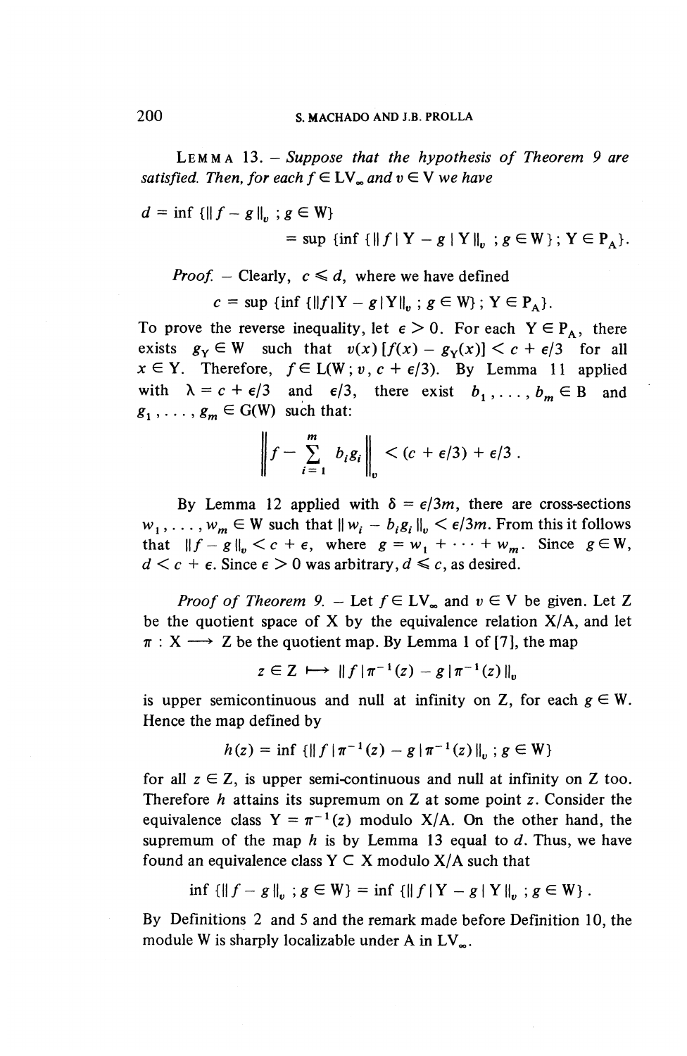**Lemma 13.** – *Suppose that the hypothesis of Theorem 9 are satisfied. Then, for each $f \in LV_\infty$ and $v \in V$ we have*

$$d = \inf \{\|f - g\|_v \ ; g \in W\}$$
$$= \sup \{\inf \{\|f \mid Y - g \mid Y\|_v \ ; g \in W\} ; Y \in P_A\}.$$

*Proof.* – Clearly, $c \leqslant d$, where we have defined

$$c = \sup \{\inf \{\|f|Y - g|Y\|_v \ ; g \in W\}; Y \in P_A\}.$$

To prove the reverse inequality, let $\epsilon > 0$. For each $Y \in P_A$, there exists $g_Y \in W$ such that $v(x)[f(x) - g_Y(x)] < c + \epsilon/3$ for all $x \in Y$. Therefore, $f \in L(W; v, c + \epsilon/3)$. By Lemma 11 applied with $\lambda = c + \epsilon/3$ and $\epsilon/3$, there exist $b_1, \ldots, b_m \in B$ and $g_1, \ldots, g_m \in G(W)$ such that:

$$\left\| f - \sum_{i=1}^{m} b_i g_i \right\|_v < (c + \epsilon/3) + \epsilon/3 .$$

By Lemma 12 applied with $\delta = \epsilon/3m$, there are cross-sections $w_1, \ldots, w_m \in W$ such that $\|w_i - b_i g_i\|_v < \epsilon/3m$. From this it follows that $\|f - g\|_v < c + \epsilon$, where $g = w_1 + \cdots + w_m$. Since $g \in W$, $d < c + \epsilon$. Since $\epsilon > 0$ was arbitrary, $d \leqslant c$, as desired.

*Proof of Theorem 9.* – Let $f \in LV_\infty$ and $v \in V$ be given. Let Z be the quotient space of X by the equivalence relation X/A, and let $\pi : X \longrightarrow Z$ be the quotient map. By Lemma 1 of [7], the map

$$z \in Z \longmapsto \|f \mid \pi^{-1}(z) - g \mid \pi^{-1}(z)\|_v$$

is upper semicontinuous and null at infinity on Z, for each $g \in W$. Hence the map defined by

$$h(z) = \inf \{\|f \mid \pi^{-1}(z) - g \mid \pi^{-1}(z)\|_v \ ; g \in W\}$$

for all $z \in Z$, is upper semi-continuous and null at infinity on Z too. Therefore $h$ attains its supremum on Z at some point $z$. Consider the equivalence class $Y = \pi^{-1}(z)$ modulo X/A. On the other hand, the supremum of the map $h$ is by Lemma 13 equal to $d$. Thus, we have found an equivalence class $Y \subset X$ modulo X/A such that

$$\inf \{\|f - g\|_v \ ; g \in W\} = \inf \{\|f \mid Y - g \mid Y\|_v \ ; g \in W\} .$$

By Definitions 2 and 5 and the remark made before Definition 10, the module W is sharply localizable under A in $LV_\infty$.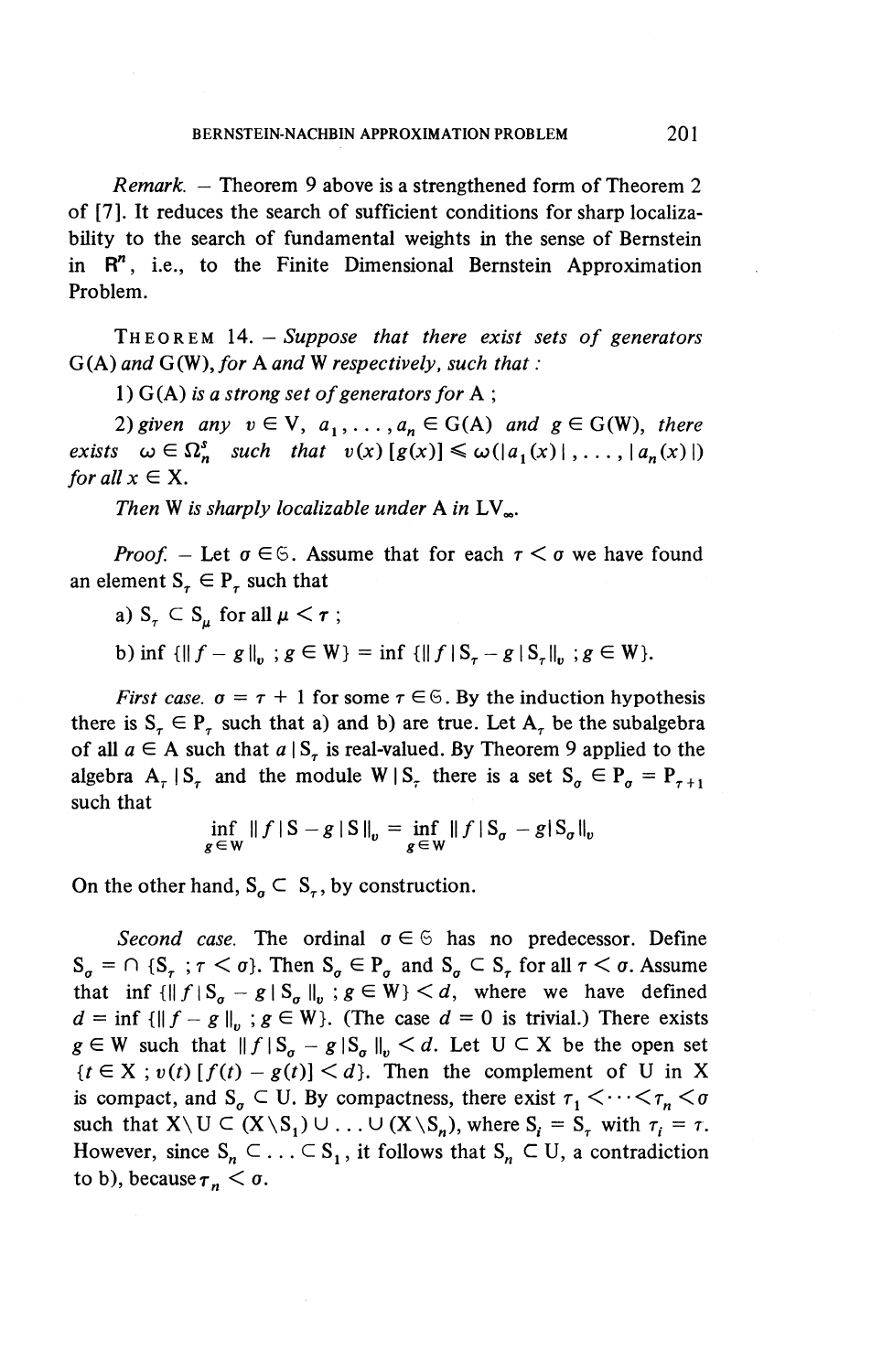*Remark.* – Theorem 9 above is a strengthened form of Theorem 2 of [7]. It reduces the search of sufficient conditions for sharp localizability to the search of fundamental weights in the sense of Bernstein in $\mathbf{R}^n$, i.e., to the Finite Dimensional Bernstein Approximation Problem.

THEOREM 14. – *Suppose that there exist sets of generators* $G(A)$ *and* $G(W)$, *for* $A$ *and* $W$ *respectively, such that :*

1) $G(A)$ *is a strong set of generators for* $A$ ;

2) *given any* $v \in V$, $a_1, \ldots, a_n \in G(A)$ *and* $g \in G(W)$, *there exists* $\omega \in \Omega_n^s$ *such that* $v(x)\,[g(x)] \leqslant \omega(|a_1(x)|, \ldots, |a_n(x)|)$ *for all* $x \in X$.

*Then* $W$ *is sharply localizable under* $A$ *in* $LV_\infty$.

*Proof.* – Let $\sigma \in \mathfrak{S}$. Assume that for each $\tau < \sigma$ we have found an element $S_\tau \in P_\tau$ such that

a) $S_\tau \subset S_\mu$ for all $\mu < \tau$ ;

b) $\inf\{\|f - g\|_v\ ; g \in W\} = \inf\{\|f \mid S_\tau - g \mid S_\tau\|_v\ ; g \in W\}$.

*First case.* $\sigma = \tau + 1$ for some $\tau \in \mathfrak{S}$. By the induction hypothesis there is $S_\tau \in P_\tau$ such that a) and b) are true. Let $A_\tau$ be the subalgebra of all $a \in A$ such that $a \mid S_\tau$ is real-valued. By Theorem 9 applied to the algebra $A_\tau \mid S_\tau$ and the module $W \mid S_\tau$ there is a set $S_\sigma \in P_\sigma = P_{\tau+1}$ such that

$$\inf_{g \in W} \|f \mid S - g \mid S\|_v = \inf_{g \in W} \|f \mid S_\sigma - g \mid S_\sigma\|_v$$

On the other hand, $S_\sigma \subset S_\tau$, by construction.

*Second case.* The ordinal $\sigma \in \mathfrak{S}$ has no predecessor. Define $S_\sigma = \cap\{S_\tau\ ; \tau < \sigma\}$. Then $S_\sigma \in P_\sigma$ and $S_\sigma \subset S_\tau$ for all $\tau < \sigma$. Assume that $\inf\{\|f \mid S_\sigma - g \mid S_\sigma\|_v\ ; g \in W\} < d$, where we have defined $d = \inf\{\|f - g\|_v\ ; g \in W\}$. (The case $d = 0$ is trivial.) There exists $g \in W$ such that $\|f \mid S_\sigma - g \mid S_\sigma\|_v < d$. Let $U \subset X$ be the open set $\{t \in X\ ; v(t)\,[f(t) - g(t)] < d\}$. Then the complement of $U$ in $X$ is compact, and $S_\sigma \subset U$. By compactness, there exist $\tau_1 < \cdots < \tau_n < \sigma$ such that $X \setminus U \subset (X \setminus S_1) \cup \ldots \cup (X \setminus S_n)$, where $S_i = S_\tau$ with $\tau_i = \tau$. However, since $S_n \subset \ldots \subset S_1$, it follows that $S_n \subset U$, a contradiction to b), because $\tau_n < \sigma$.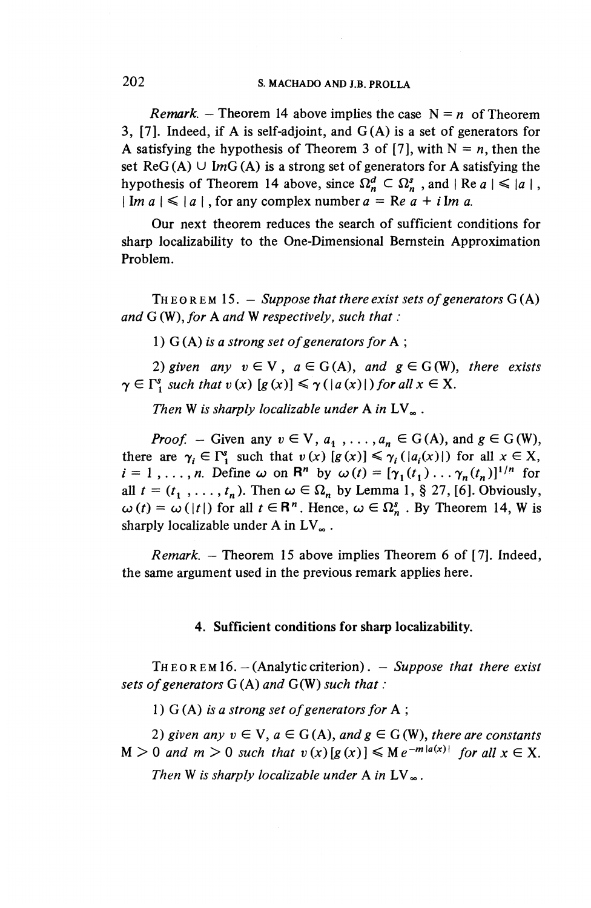*Remark.* – Theorem 14 above implies the case $N = n$ of Theorem 3, [7]. Indeed, if A is self-adjoint, and G(A) is a set of generators for A satisfying the hypothesis of Theorem 3 of [7], with $N = n$, then the set $\mathrm{Re}\,G(A) \cup \mathrm{Im}\,G(A)$ is a strong set of generators for A satisfying the hypothesis of Theorem 14 above, since $\Omega_n^d \subset \Omega_n^s$, and $|\mathrm{Re}\,a| \leqslant |a|$, $|\mathrm{Im}\,a| \leqslant |a|$, for any complex number $a = \mathrm{Re}\,a + i\,\mathrm{Im}\,a$.

Our next theorem reduces the search of sufficient conditions for sharp localizability to the One-Dimensional Bernstein Approximation Problem.

THEOREM 15. – *Suppose that there exist sets of generators* G(A) *and* G(W), *for* A *and* W *respectively, such that :*

1) G(A) *is a strong set of generators for* A ;

2) *given any* $v \in V$, $a \in G(A)$, *and* $g \in G(W)$, *there exists* $\gamma \in \Gamma_1^s$ *such that* $v(x)\,[g(x)] \leqslant \gamma(|a(x)|)$ *for all* $x \in X$.

*Then* W *is sharply localizable under* A *in* $LV_\infty$.

*Proof.* – Given any $v \in V$, $a_1, \ldots, a_n \in G(A)$, and $g \in G(W)$, there are $\gamma_i \in \Gamma_1^s$ such that $v(x)\,[g(x)] \leqslant \gamma_i(|a_i(x)|)$ for all $x \in X$, $i = 1, \ldots, n$. Define $\omega$ on $\mathbf{R}^n$ by $\omega(t) = [\gamma_1(t_1) \ldots \gamma_n(t_n)]^{1/n}$ for all $t = (t_1, \ldots, t_n)$. Then $\omega \in \Omega_n$ by Lemma 1, § 27, [6]. Obviously, $\omega(t) = \omega(|t|)$ for all $t \in \mathbf{R}^n$. Hence, $\omega \in \Omega_n^s$. By Theorem 14, W is sharply localizable under A in $LV_\infty$.

*Remark.* – Theorem 15 above implies Theorem 6 of [7]. Indeed, the same argument used in the previous remark applies here.

## 4. Sufficient conditions for sharp localizability.

THEOREM 16. – (Analytic criterion). – *Suppose that there exist sets of generators* G(A) *and* G(W) *such that :*

1) G(A) *is a strong set of generators for* A ;

2) *given any* $v \in V$, $a \in G(A)$, *and* $g \in G(W)$, *there are constants* $M > 0$ *and* $m > 0$ *such that* $v(x)\,[g(x)] \leqslant M e^{-m|a(x)|}$ *for all* $x \in X$.

*Then* W *is sharply localizable under* A *in* $LV_\infty$.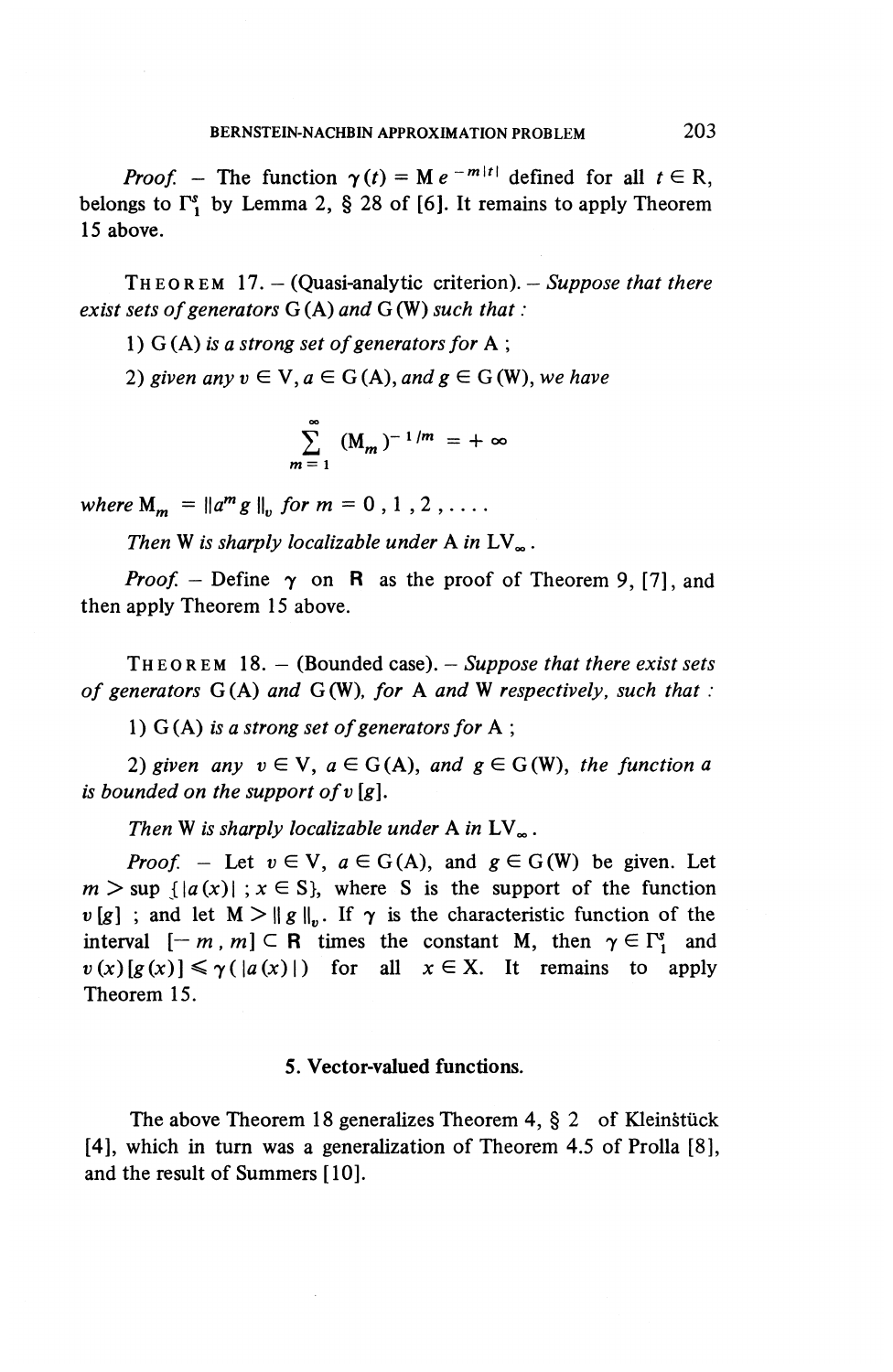*Proof.* – The function $\gamma(t) = M e^{-m|t|}$ defined for all $t \in R$, belongs to $\Gamma_1^s$ by Lemma 2, § 28 of [6]. It remains to apply Theorem 15 above.

THEOREM 17. – (Quasi-analytic criterion). – *Suppose that there exist sets of generators* G (A) *and* G (W) *such that :*

1) G (A) *is a strong set of generators for* A ;

2) *given any* $v \in V$, $a \in G(A)$, *and* $g \in G(W)$, *we have*

$$\sum_{m=1}^{\infty} (M_m)^{-1/m} = +\infty$$

*where* $M_m = \|a^m g\|_v$ *for* $m = 0, 1, 2, \ldots$.

*Then* W *is sharply localizable under* A *in* $LV_\infty$.

*Proof.* – Define $\gamma$ on **R** as the proof of Theorem 9, [7], and then apply Theorem 15 above.

THEOREM 18. – (Bounded case). – *Suppose that there exist sets of generators* G (A) *and* G (W), *for* A *and* W *respectively, such that :*

1) G (A) *is a strong set of generators for* A ;

2) *given any* $v \in V$, $a \in G(A)$, *and* $g \in G(W)$, *the function* $a$ *is bounded on the support of* $v[g]$.

*Then* W *is sharply localizable under* A *in* $LV_\infty$.

*Proof.* – Let $v \in V$, $a \in G(A)$, and $g \in G(W)$ be given. Let $m > \sup \{|a(x)| ; x \in S\}$, where S is the support of the function $v[g]$ ; and let $M > \|g\|_v$. If $\gamma$ is the characteristic function of the interval $[-m, m] \subset \mathbf{R}$ times the constant M, then $\gamma \in \Gamma_1^s$ and $v(x)[g(x)] \leqslant \gamma(|a(x)|)$ for all $x \in X$. It remains to apply Theorem 15.

## 5. Vector-valued functions.

The above Theorem 18 generalizes Theorem 4, § 2 of Kleinštück [4], which in turn was a generalization of Theorem 4.5 of Prolla [8], and the result of Summers [10].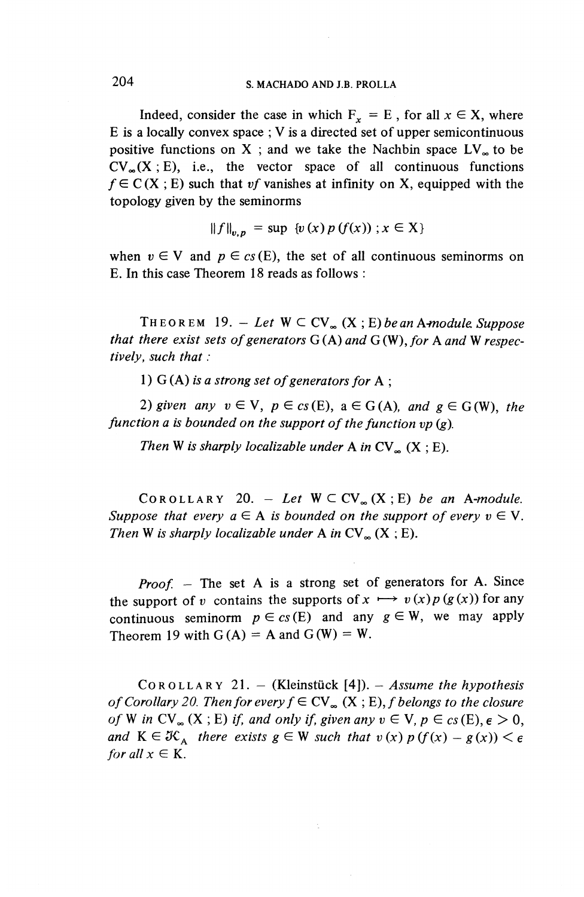Indeed, consider the case in which $F_x = E$, for all $x \in X$, where E is a locally convex space ; V is a directed set of upper semicontinuous positive functions on X ; and we take the Nachbin space $LV_\infty$ to be $CV_\infty(X ; E)$, i.e., the vector space of all continuous functions $f \in C(X ; E)$ such that $vf$ vanishes at infinity on X, equipped with the topology given by the seminorms

$$\|f\|_{v,p} = \sup \{v(x)\, p(f(x)) \, ; x \in X\}$$

when $v \in V$ and $p \in cs(E)$, the set of all continuous seminorms on E. In this case Theorem 18 reads as follows :

THEOREM 19. – *Let $W \subset CV_\infty(X ; E)$ be an A-module. Suppose that there exist sets of generators $G(A)$ and $G(W)$, for A and W respectively, such that :*

*1) $G(A)$ is a strong set of generators for A ;*

*2) given any $v \in V$, $p \in cs(E)$, $a \in G(A)$, and $g \in G(W)$, the function a is bounded on the support of the function $vp(g)$.*

*Then W is sharply localizable under A in $CV_\infty(X ; E)$.*

COROLLARY 20. – *Let $W \subset CV_\infty(X ; E)$ be an A-module. Suppose that every $a \in A$ is bounded on the support of every $v \in V$. Then W is sharply localizable under A in $CV_\infty(X ; E)$.*

*Proof.* – The set A is a strong set of generators for A. Since the support of $v$ contains the supports of $x \longmapsto v(x)p(g(x))$ for any continuous seminorm $p \in cs(E)$ and any $g \in W$, we may apply Theorem 19 with $G(A) = A$ and $G(W) = W$.

COROLLARY 21. – (Kleinstück [4]). – *Assume the hypothesis of Corollary 20. Then for every $f \in CV_\infty(X ; E)$, f belongs to the closure of W in $CV_\infty(X ; E)$ if, and only if, given any $v \in V$, $p \in cs(E)$, $\epsilon > 0$, and $K \in \mathcal{K}_A$ there exists $g \in W$ such that $v(x)\, p(f(x) - g(x)) < \epsilon$ for all $x \in K$.*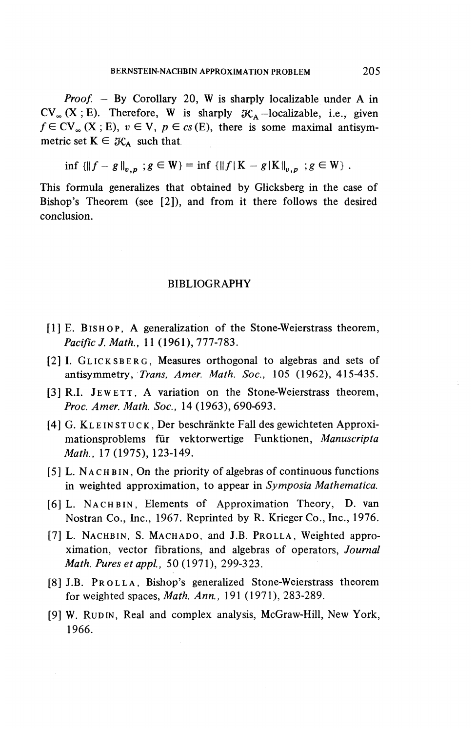*Proof.* – By Corollary 20, W is sharply localizable under A in $CV_\infty(X ; E)$. Therefore, W is sharply $\mathcal{K}_A$ –localizable, i.e., given $f \in CV_\infty(X ; E)$, $v \in V$, $p \in cs(E)$, there is some maximal antisymmetric set $K \in \mathcal{K}_A$ such that

$$\inf \{\|f - g\|_{v,p} \ ; g \in W\} = \inf \{\|f|K - g|K\|_{v,p} \ ; g \in W\} .$$

This formula generalizes that obtained by Glicksberg in the case of Bishop's Theorem (see [2]), and from it there follows the desired conclusion.

## BIBLIOGRAPHY

[1] E. BISHOP, A generalization of the Stone-Weierstrass theorem, *Pacific J. Math.*, 11 (1961), 777-783.

[2] I. GLICKSBERG, Measures orthogonal to algebras and sets of antisymmetry, *Trans, Amer. Math. Soc.*, 105 (1962), 415-435.

[3] R.I. JEWETT, A variation on the Stone-Weierstrass theorem, *Proc. Amer. Math. Soc.*, 14 (1963), 690-693.

[4] G. KLEINSTUCK, Der beschränkte Fall des gewichteten Approximationsproblems für vektorwertige Funktionen, *Manuscripta Math.*, 17 (1975), 123-149.

[5] L. NACHBIN, On the priority of algebras of continuous functions in weighted approximation, to appear in *Symposia Mathematica.*

[6] L. NACHBIN, Elements of Approximation Theory, D. van Nostran Co., Inc., 1967. Reprinted by R. Krieger Co., Inc., 1976.

[7] L. NACHBIN, S. MACHADO, and J.B. PROLLA, Weighted approximation, vector fibrations, and algebras of operators, *Journal Math. Pures et appl.*, 50 (1971), 299-323.

[8] J.B. PROLLA, Bishop's generalized Stone-Weierstrass theorem for weighted spaces, *Math. Ann.*, 191 (1971), 283-289.

[9] W. RUDIN, Real and complex analysis, McGraw-Hill, New York, 1966.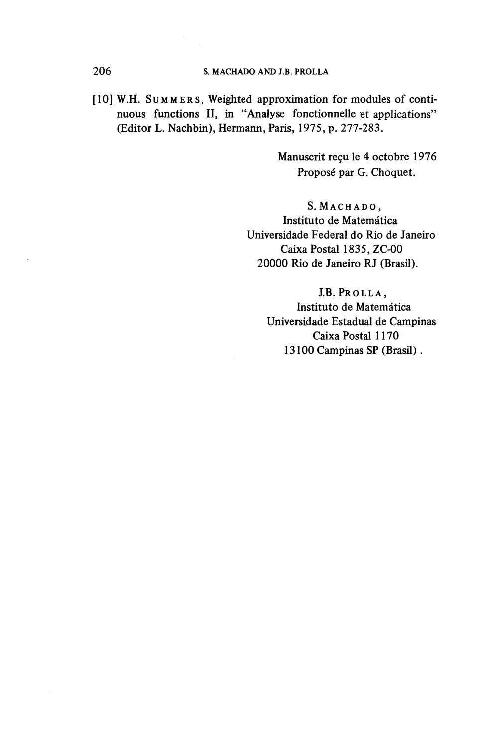[10] W.H. SUMMERS, Weighted approximation for modules of continuous functions II, in "Analyse fonctionnelle et applications" (Editor L. Nachbin), Hermann, Paris, 1975, p. 277-283.

Manuscrit reçu le 4 octobre 1976
Proposé par G. Choquet.

S. MACHADO,
Instituto de Matemática
Universidade Federal do Rio de Janeiro
Caixa Postal 1835, ZC-00
20000 Rio de Janeiro RJ (Brasil).

J.B. PROLLA,
Instituto de Matemática
Universidade Estadual de Campinas
Caixa Postal 1170
13100 Campinas SP (Brasil).